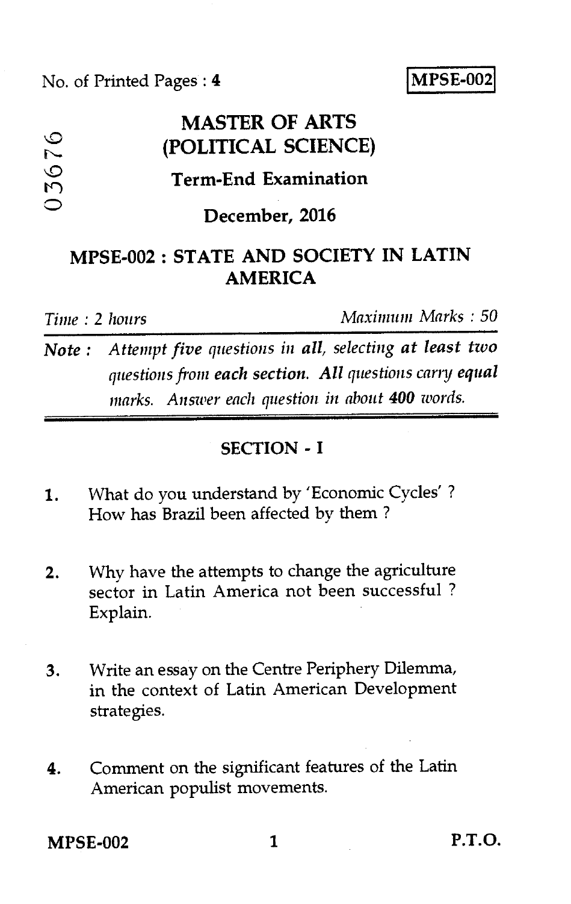No. of Printed Pages : 4

**MPSE-002**

03676

# MASTER OF ARTS (POLITICAL SCIENCE)

## Term-End Examination

## December, 2016

## MPSE-002 : STATE AND SOCIETY IN LATIN AMERICA

*Time : 2 hours* *Maximum Marks : 50*

***Note :*** *Attempt five questions in all, selecting **at least two** questions from **each section**. **All** questions carry **equal** marks. Answer each question in about **400** words.*

### SECTION - I

1. What do you understand by 'Economic Cycles' ? How has Brazil been affected by them ?

2. Why have the attempts to change the agriculture sector in Latin America not been successful ? Explain.

3. Write an essay on the Centre Periphery Dilemma, in the context of Latin American Development strategies.

4. Comment on the significant features of the Latin American populist movements.

P.T.O.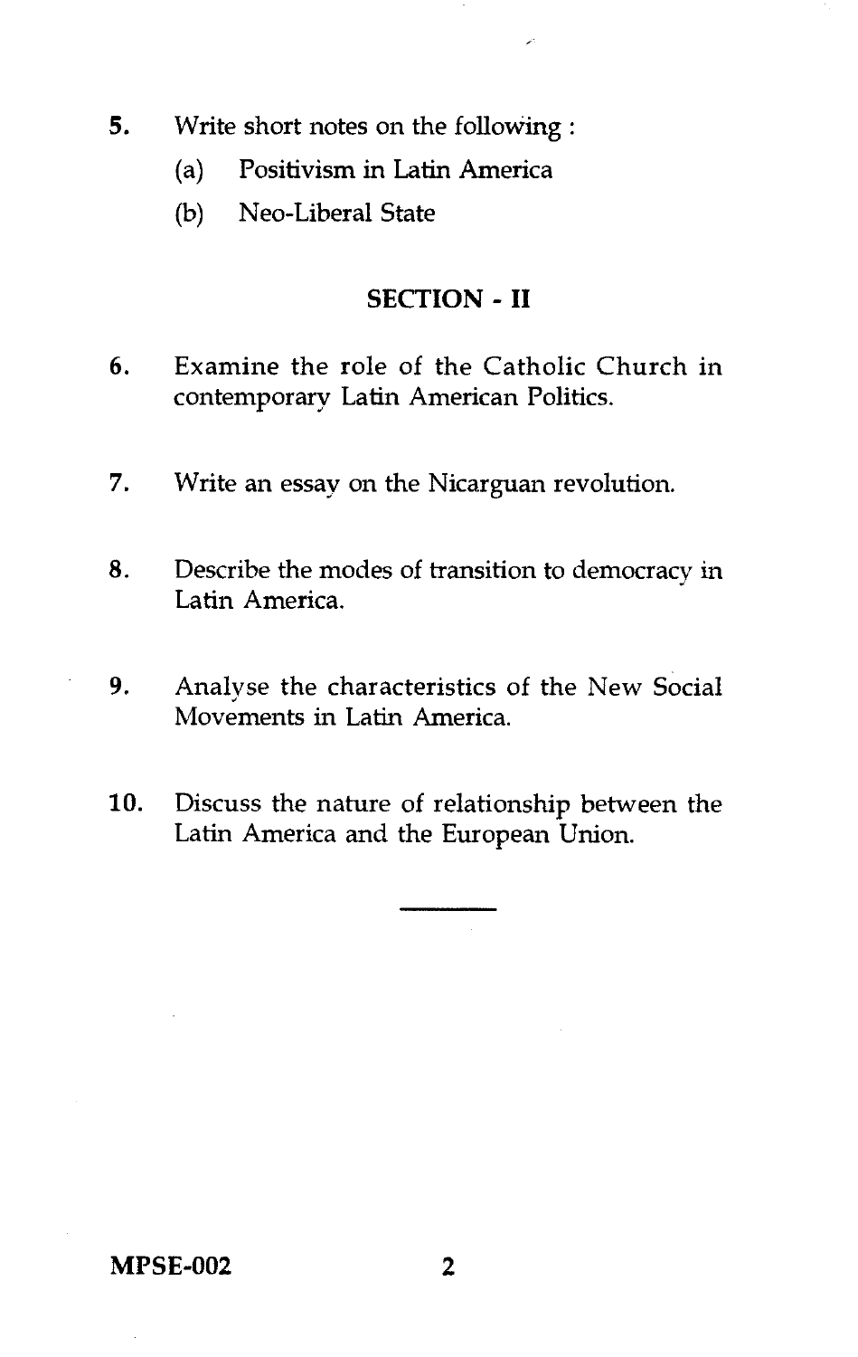5. Write short notes on the following :

    (a) Positivism in Latin America

    (b) Neo-Liberal State

## SECTION - II

6. Examine the role of the Catholic Church in contemporary Latin American Politics.

7. Write an essay on the Nicarguan revolution.

8. Describe the modes of transition to democracy in Latin America.

9. Analyse the characteristics of the New Social Movements in Latin America.

10. Discuss the nature of relationship between the Latin America and the European Union.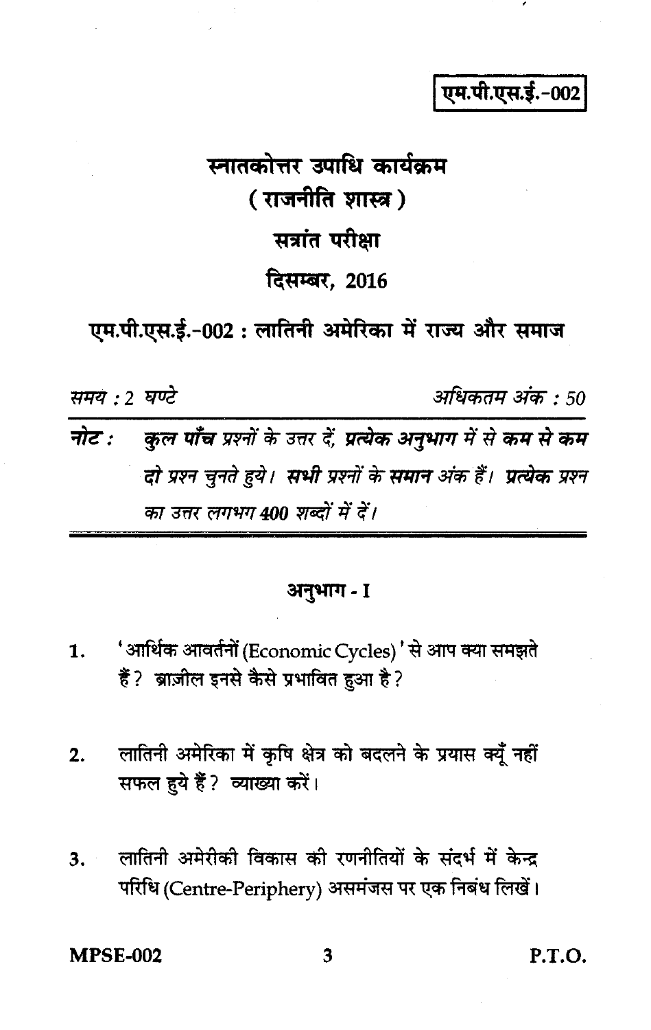एम.पी.एस.ई.-002

# स्नातकोत्तर उपाधि कार्यक्रम
## ( राजनीति शास्त्र )
## सत्रांत परीक्षा
## दिसम्बर, 2016

## एम.पी.एस.ई.-002 : लातिनी अमेरिका में राज्य और समाज

*समय : 2 घण्टे* *अधिकतम अंक : 50*

***नोट :*** *कुल **पाँच** प्रश्नों के उत्तर दें, **प्रत्येक अनुभाग** में से **कम से कम दो** प्रश्न चुनते हुये। **सभी** प्रश्नों के **समान** अंक हैं। **प्रत्येक** प्रश्न का उत्तर लगभग **400** शब्दों में दें।*

### अनुभाग - I

1. 'आर्थिक आवर्तनों (Economic Cycles)' से आप क्या समझते हैं? ब्राज़ील इनसे कैसे प्रभावित हुआ है?

2. लातिनी अमेरिका में कृषि क्षेत्र को बदलने के प्रयास क्यूँ नहीं सफल हुये हैं? व्याख्या करें।

3. लातिनी अमेरीकी विकास की रणनीतियों के संदर्भ में केन्द्र परिधि (Centre-Periphery) असमंजस पर एक निबंध लिखें।

MPSE-002 P.T.O.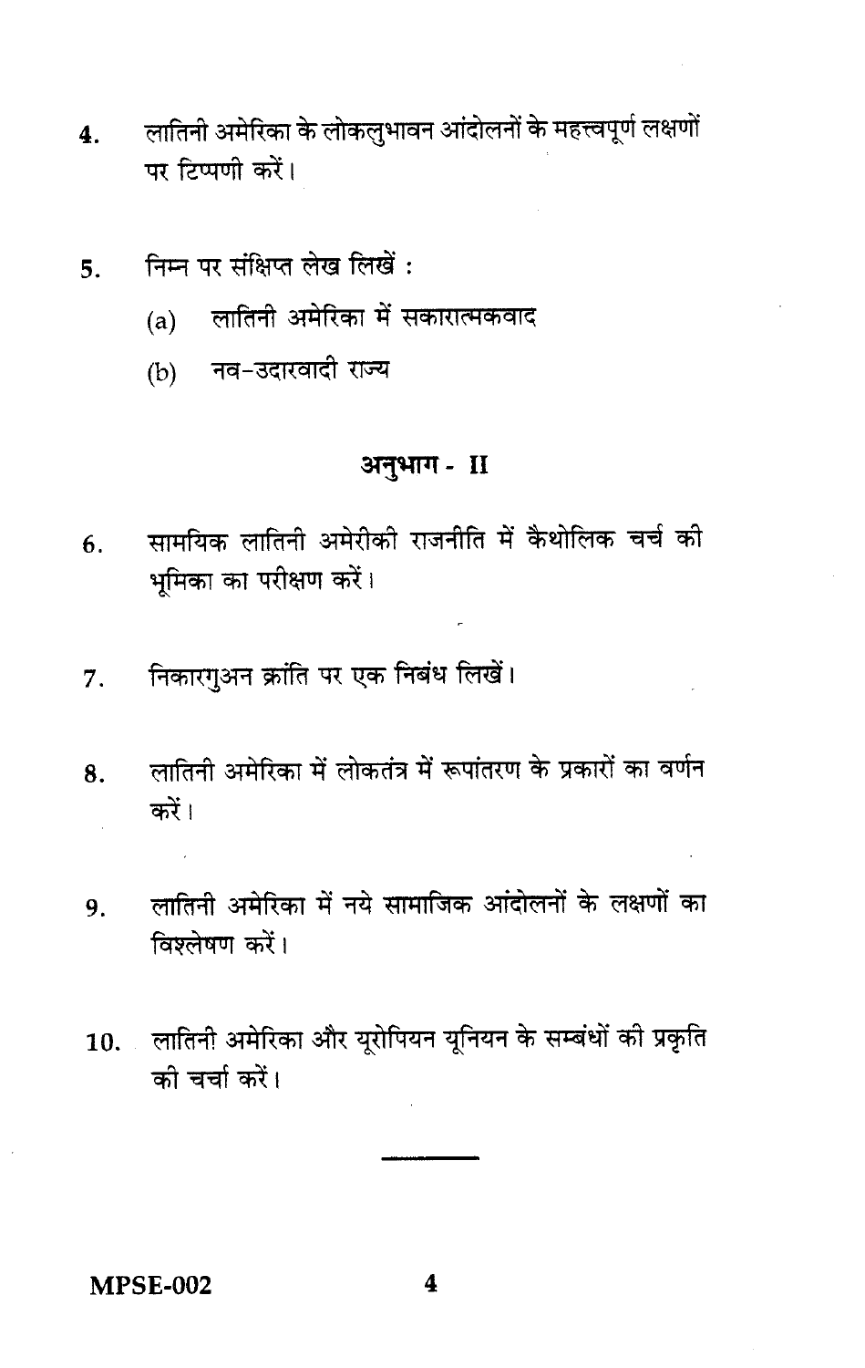4. लातिनी अमेरिका के लोकलुभावन आंदोलनों के महत्त्वपूर्ण लक्षणों पर टिप्पणी करें।

5. निम्न पर संक्षिप्त लेख लिखें :

   (a) लातिनी अमेरिका में सकारात्मकवाद

   (b) नव-उदारवादी राज्य

## अनुभाग - II

6. सामयिक लातिनी अमेरीकी राजनीति में कैथोलिक चर्च की भूमिका का परीक्षण करें।

7. निकारगुअन क्रांति पर एक निबंध लिखें।

8. लातिनी अमेरिका में लोकतंत्र में रूपांतरण के प्रकारों का वर्णन करें।

9. लातिनी अमेरिका में नये सामाजिक आंदोलनों के लक्षणों का विश्लेषण करें।

10. लातिनी अमेरिका और यूरोपियन यूनियन के सम्बंधों की प्रकृति की चर्चा करें।